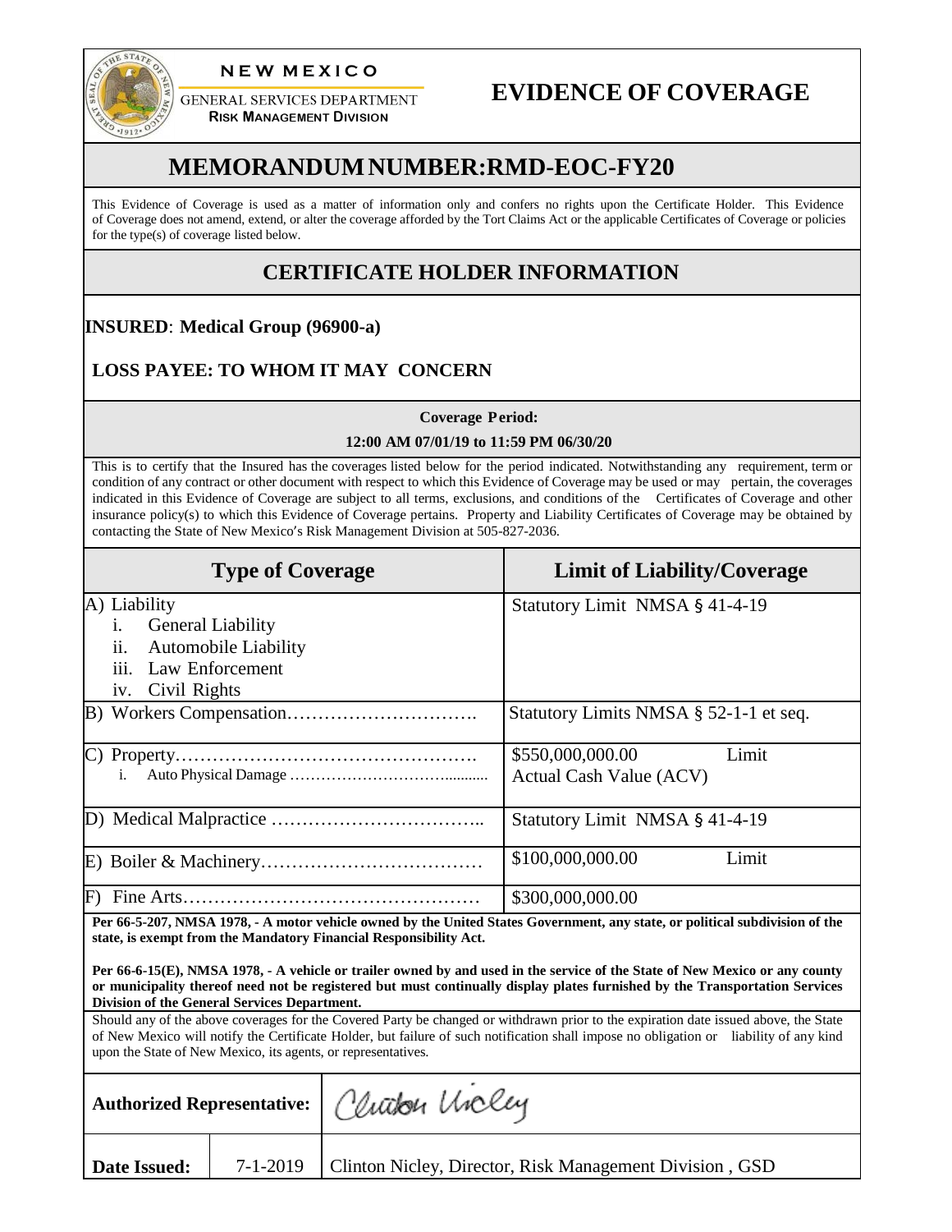**NEW MEXICO**

GENERAL SERVICES DEPARTMENT
**RISK MANAGEMENT DIVISION**

# EVIDENCE OF COVERAGE

## MEMORANDUM NUMBER:RMD-EOC-FY20

This Evidence of Coverage is used as a matter of information only and confers no rights upon the Certificate Holder. This Evidence of Coverage does not amend, extend, or alter the coverage afforded by the Tort Claims Act or the applicable Certificates of Coverage or policies for the type(s) of coverage listed below.

## CERTIFICATE HOLDER INFORMATION

**INSURED**: **Medical Group (96900-a)**

**LOSS PAYEE: TO WHOM IT MAY CONCERN**

**Coverage Period:**

**12:00 AM 07/01/19 to 11:59 PM 06/30/20**

This is to certify that the Insured has the coverages listed below for the period indicated. Notwithstanding any requirement, term or condition of any contract or other document with respect to which this Evidence of Coverage may be used or may pertain, the coverages indicated in this Evidence of Coverage are subject to all terms, exclusions, and conditions of the Certificates of Coverage and other insurance policy(s) to which this Evidence of Coverage pertains. Property and Liability Certificates of Coverage may be obtained by contacting the State of New Mexico's Risk Management Division at 505-827-2036.

| Type of Coverage | Limit of Liability/Coverage |
|---|---|
| A) Liability<br>i. General Liability<br>ii. Automobile Liability<br>iii. Law Enforcement<br>iv. Civil Rights | Statutory Limit NMSA § 41-4-19 |
| B) Workers Compensation………………………… | Statutory Limits NMSA § 52-1-1 et seq. |
| C) Property…………………………………………<br>i. Auto Physical Damage ……………………………........ | $550,000,000.00 Limit<br>Actual Cash Value (ACV) |
| D) Medical Malpractice …………………………….. | Statutory Limit NMSA § 41-4-19 |
| E) Boiler & Machinery……………………………… | $100,000,000.00 Limit |
| F) Fine Arts………………………………………… | $300,000,000.00 |

**Per 66-5-207, NMSA 1978, - A motor vehicle owned by the United States Government, any state, or political subdivision of the state, is exempt from the Mandatory Financial Responsibility Act.**

**Per 66-6-15(E), NMSA 1978, - A vehicle or trailer owned by and used in the service of the State of New Mexico or any county or municipality thereof need not be registered but must continually display plates furnished by the Transportation Services Division of the General Services Department.**

Should any of the above coverages for the Covered Party be changed or withdrawn prior to the expiration date issued above, the State of New Mexico will notify the Certificate Holder, but failure of such notification shall impose no obligation or liability of any kind upon the State of New Mexico, its agents, or representatives.

| | | |
|---|---|---|
| **Authorized Representative:** | | Clinton Nicley |
| **Date Issued:** | 7-1-2019 | Clinton Nicley, Director, Risk Management Division , GSD |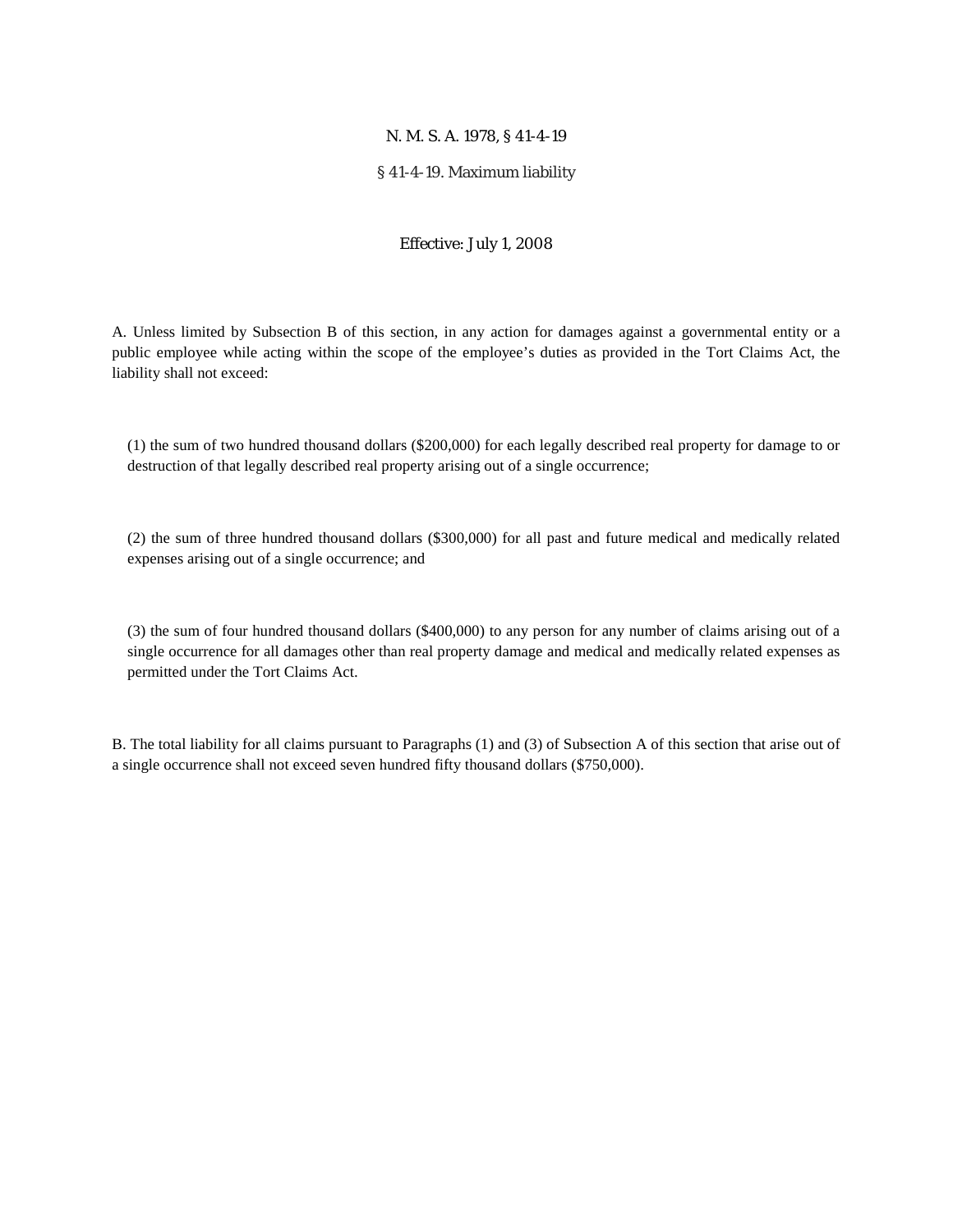N. M. S. A. 1978, § 41-4-19

§ 41-4-19. Maximum liability

Effective: July 1, 2008

A. Unless limited by Subsection B of this section, in any action for damages against a governmental entity or a public employee while acting within the scope of the employee's duties as provided in the Tort Claims Act, the liability shall not exceed:

(1) the sum of two hundred thousand dollars ($200,000) for each legally described real property for damage to or destruction of that legally described real property arising out of a single occurrence;

(2) the sum of three hundred thousand dollars ($300,000) for all past and future medical and medically related expenses arising out of a single occurrence; and

(3) the sum of four hundred thousand dollars ($400,000) to any person for any number of claims arising out of a single occurrence for all damages other than real property damage and medical and medically related expenses as permitted under the Tort Claims Act.

B. The total liability for all claims pursuant to Paragraphs (1) and (3) of Subsection A of this section that arise out of a single occurrence shall not exceed seven hundred fifty thousand dollars ($750,000).